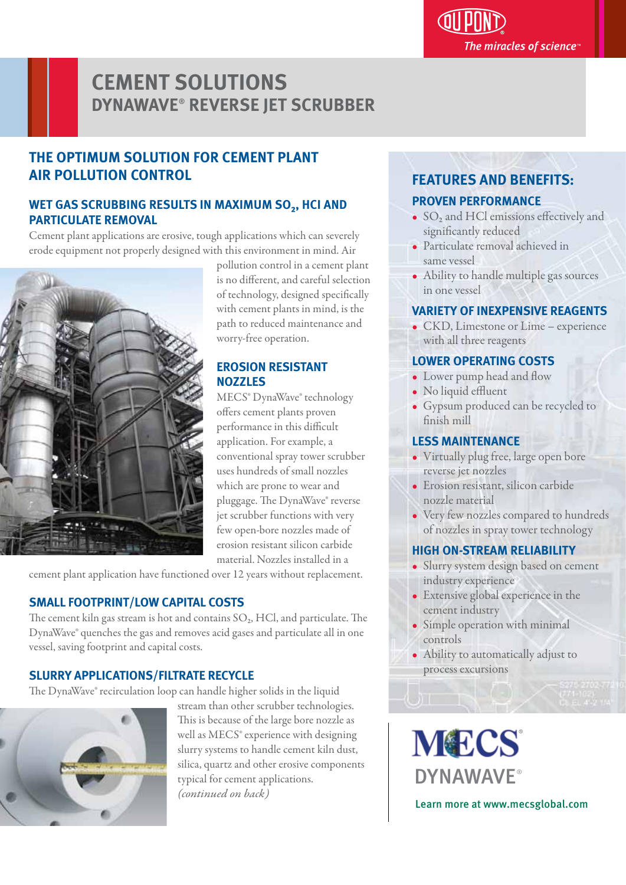# CEMENT SOLUTIONS

## DYNAWAVE® REVERSE JET SCRUBBER

## THE OPTIMUM SOLUTION FOR CEMENT PLANT AIR POLLUTION CONTROL

### WET GAS SCRUBBING RESULTS IN MAXIMUM $SO_2$, HCl AND PARTICULATE REMOVAL

Cement plant applications are erosive, tough applications which can severely erode equipment not properly designed with this environment in mind. Air pollution control in a cement plant is no different, and careful selection of technology, designed specifically with cement plants in mind, is the path to reduced maintenance and worry-free operation.

### EROSION RESISTANT NOZZLES

MECS® DynaWave® technology offers cement plants proven performance in this difficult application. For example, a conventional spray tower scrubber uses hundreds of small nozzles which are prone to wear and pluggage. The DynaWave® reverse jet scrubber functions with very few open-bore nozzles made of erosion resistant silicon carbide material. Nozzles installed in a cement plant application have functioned over 12 years without replacement.

### SMALL FOOTPRINT/LOW CAPITAL COSTS

The cement kiln gas stream is hot and contains $SO_2$, HCl, and particulate. The DynaWave® quenches the gas and removes acid gases and particulate all in one vessel, saving footprint and capital costs.

### SLURRY APPLICATIONS/FILTRATE RECYCLE

The DynaWave® recirculation loop can handle higher solids in the liquid stream than other scrubber technologies. This is because of the large bore nozzle as well as MECS® experience with designing slurry systems to handle cement kiln dust, silica, quartz and other erosive components typical for cement applications. *(continued on back)*

## FEATURES AND BENEFITS:

### PROVEN PERFORMANCE

- $SO_2$ and HCl emissions effectively and significantly reduced
- Particulate removal achieved in same vessel
- Ability to handle multiple gas sources in one vessel

### VARIETY OF INEXPENSIVE REAGENTS

- CKD, Limestone or Lime – experience with all three reagents

### LOWER OPERATING COSTS

- Lower pump head and flow
- No liquid effluent
- Gypsum produced can be recycled to finish mill

### LESS MAINTENANCE

- Virtually plug free, large open bore reverse jet nozzles
- Erosion resistant, silicon carbide nozzle material
- Very few nozzles compared to hundreds of nozzles in spray tower technology

### HIGH ON-STREAM RELIABILITY

- Slurry system design based on cement industry experience
- Extensive global experience in the cement industry
- Simple operation with minimal controls
- Ability to automatically adjust to process excursions

MECS® DYNAWAVE®

Learn more at www.mecsglobal.com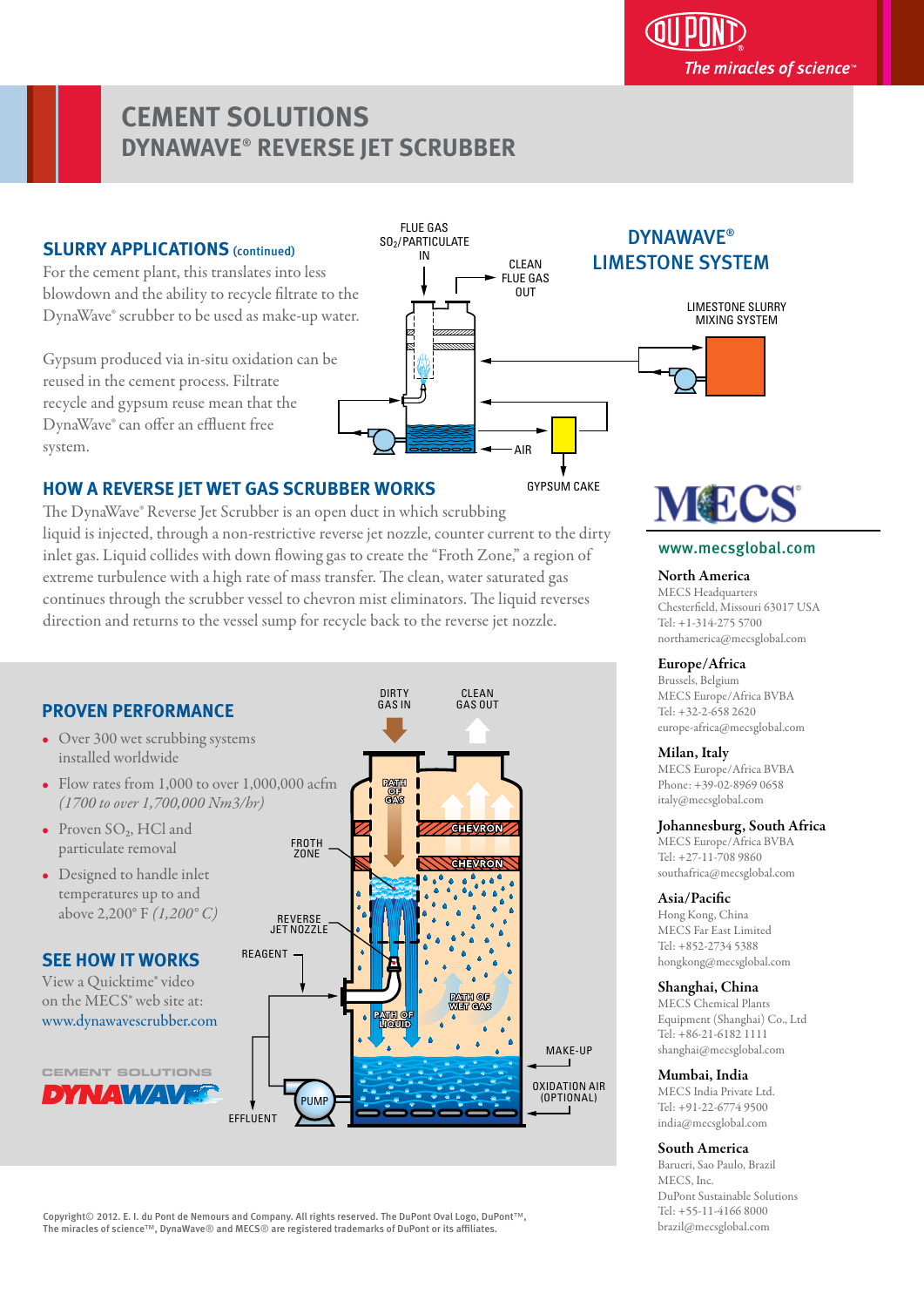# CEMENT SOLUTIONS
## DYNAWAVE® REVERSE JET SCRUBBER

### SLURRY APPLICATIONS (continued)

For the cement plant, this translates into less blowdown and the ability to recycle filtrate to the DynaWave® scrubber to be used as make-up water.

Gypsum produced via in-situ oxidation can be reused in the cement process. Filtrate recycle and gypsum reuse mean that the DynaWave® can offer an effluent free system.

**DYNAWAVE® LIMESTONE SYSTEM**

FLUE GAS $SO_2$/PARTICULATE IN

CLEAN FLUE GAS OUT

LIMESTONE SLURRY MIXING SYSTEM

AIR

GYPSUM CAKE

### HOW A REVERSE JET WET GAS SCRUBBER WORKS

The DynaWave® Reverse Jet Scrubber is an open duct in which scrubbing liquid is injected, through a non-restrictive reverse jet nozzle, counter current to the dirty inlet gas. Liquid collides with down flowing gas to create the "Froth Zone," a region of extreme turbulence with a high rate of mass transfer. The clean, water saturated gas continues through the scrubber vessel to chevron mist eliminators. The liquid reverses direction and returns to the vessel sump for recycle back to the reverse jet nozzle.

### PROVEN PERFORMANCE

- Over 300 wet scrubbing systems installed worldwide
- Flow rates from 1,000 to over 1,000,000 acfm *(1700 to over 1,700,000 Nm3/hr)*
- Proven $SO_2$, HCl and particulate removal
- Designed to handle inlet temperatures up to and above 2,200° F *(1,200° C)*

### SEE HOW IT WORKS

View a Quicktime® video on the MECS® web site at: www.dynawavescrubber.com

CEMENT SOLUTIONS DYNAWAVE

DIRTY GAS IN

CLEAN GAS OUT

PATH OF GAS

CHEVRON

CHEVRON

FROTH ZONE

REVERSE JET NOZZLE

REAGENT

PATH OF WET GAS

PATH OF LIQUID

MAKE-UP

OXIDATION AIR (OPTIONAL)

PUMP

EFFLUENT

MECS®

www.mecsglobal.com

**North America**
MECS Headquarters
Chesterfield, Missouri 63017 USA
Tel: +1-314-275 5700
northamerica@mecsglobal.com

**Europe/Africa**
Brussels, Belgium
MECS Europe/Africa BVBA
Tel: +32-2-658 2620
europe-africa@mecsglobal.com

**Milan, Italy**
MECS Europe/Africa BVBA
Phone: +39-02-8969 0658
italy@mecsglobal.com

**Johannesburg, South Africa**
MECS Europe/Africa BVBA
Tel: +27-11-708 9860
southafrica@mecsglobal.com

**Asia/Pacific**
Hong Kong, China
MECS Far East Limited
Tel: +852-2734 5388
hongkong@mecsglobal.com

**Shanghai, China**
MECS Chemical Plants Equipment (Shanghai) Co., Ltd
Tel: +86-21-6182 1111
shanghai@mecsglobal.com

**Mumbai, India**
MECS India Private Ltd.
Tel: +91-22-6774 9500
india@mecsglobal.com

**South America**
Barueri, Sao Paulo, Brazil
MECS, Inc.
DuPont Sustainable Solutions
Tel: +55-11-4166 8000
brazil@mecsglobal.com

Copyright© 2012. E. I. du Pont de Nemours and Company. All rights reserved. The DuPont Oval Logo, DuPont™, The miracles of science™, DynaWave® and MECS® are registered trademarks of DuPont or its affiliates.